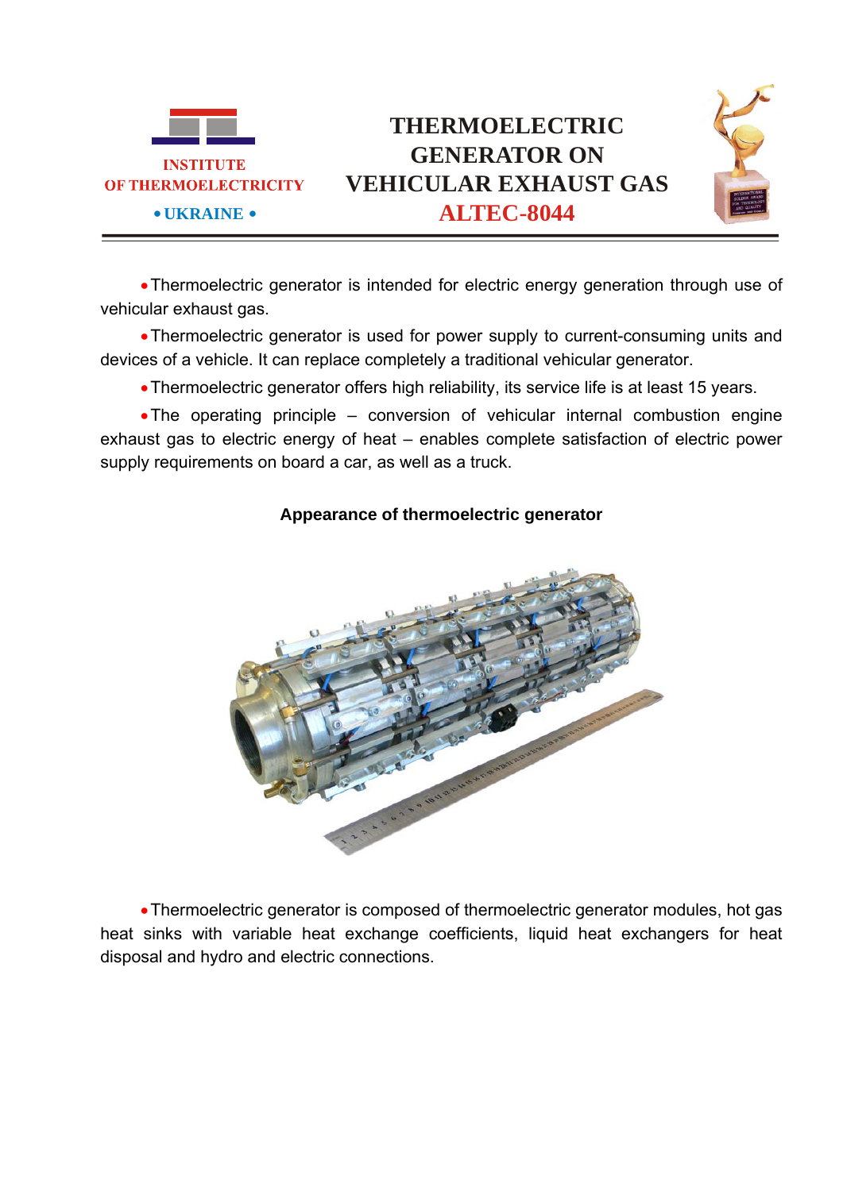INSTITUTE
OF THERMOELECTRICITY
• UKRAINE •

# THERMOELECTRIC GENERATOR ON VEHICULAR EXHAUST GAS ALTEC-8044

- Thermoelectric generator is intended for electric energy generation through use of vehicular exhaust gas.
- Thermoelectric generator is used for power supply to current-consuming units and devices of a vehicle. It can replace completely a traditional vehicular generator.
- Thermoelectric generator offers high reliability, its service life is at least 15 years.
- The operating principle – conversion of vehicular internal combustion engine exhaust gas to electric energy of heat – enables complete satisfaction of electric power supply requirements on board a car, as well as a truck.

**Appearance of thermoelectric generator**

- Thermoelectric generator is composed of thermoelectric generator modules, hot gas heat sinks with variable heat exchange coefficients, liquid heat exchangers for heat disposal and hydro and electric connections.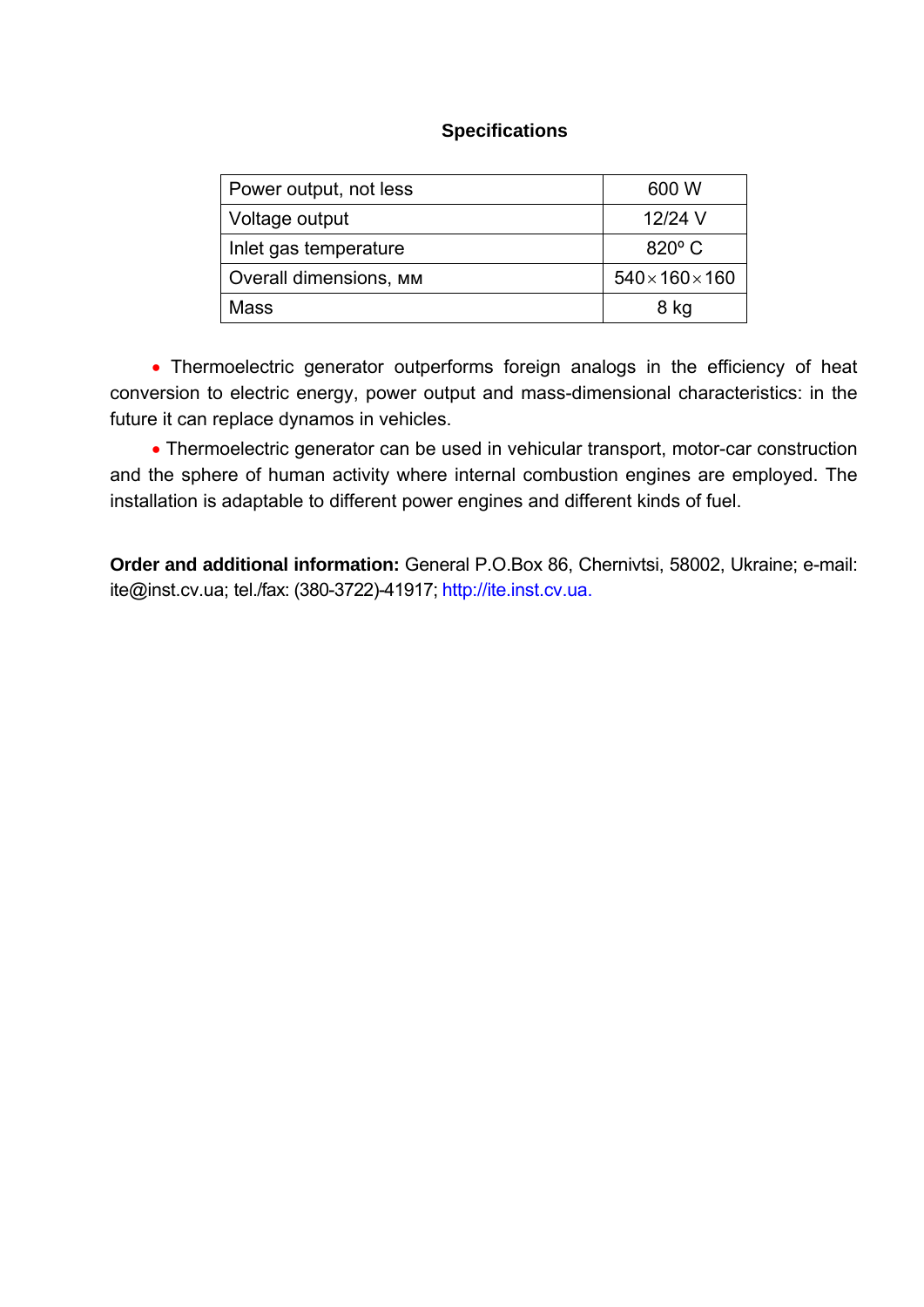**Specifications**

| | |
|---|---|
| Power output, not less | 600 W |
| Voltage output | 12/24 V |
| Inlet gas temperature | 820º C |
| Overall dimensions, мм | 540×160×160 |
| Mass | 8 kg |

- Thermoelectric generator outperforms foreign analogs in the efficiency of heat conversion to electric energy, power output and mass-dimensional characteristics: in the future it can replace dynamos in vehicles.
- Thermoelectric generator can be used in vehicular transport, motor-car construction and the sphere of human activity where internal combustion engines are employed. The installation is adaptable to different power engines and different kinds of fuel.

**Order and additional information:** General P.O.Box 86, Chernivtsi, 58002, Ukraine; e-mail: ite@inst.cv.ua; tel./fax: (380-3722)-41917; http://ite.inst.cv.ua.